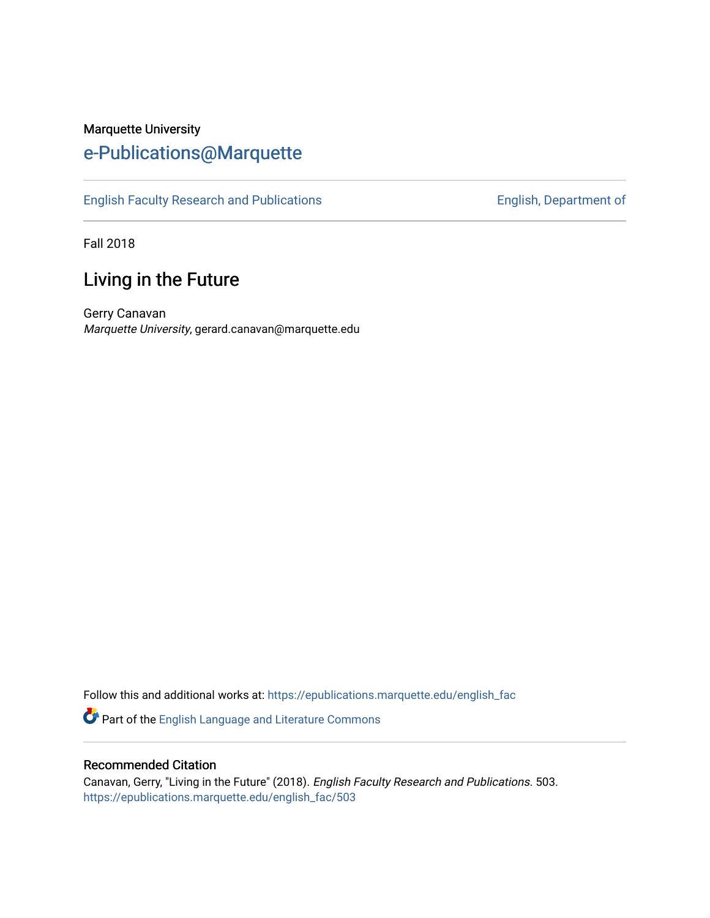Marquette University

# e-Publications@Marquette

English Faculty Research and Publications | English, Department of

Fall 2018

## Living in the Future

Gerry Canavan
*Marquette University*, gerard.canavan@marquette.edu

Follow this and additional works at: https://epublications.marquette.edu/english_fac

Part of the English Language and Literature Commons

### Recommended Citation

Canavan, Gerry, "Living in the Future" (2018). *English Faculty Research and Publications*. 503.
https://epublications.marquette.edu/english_fac/503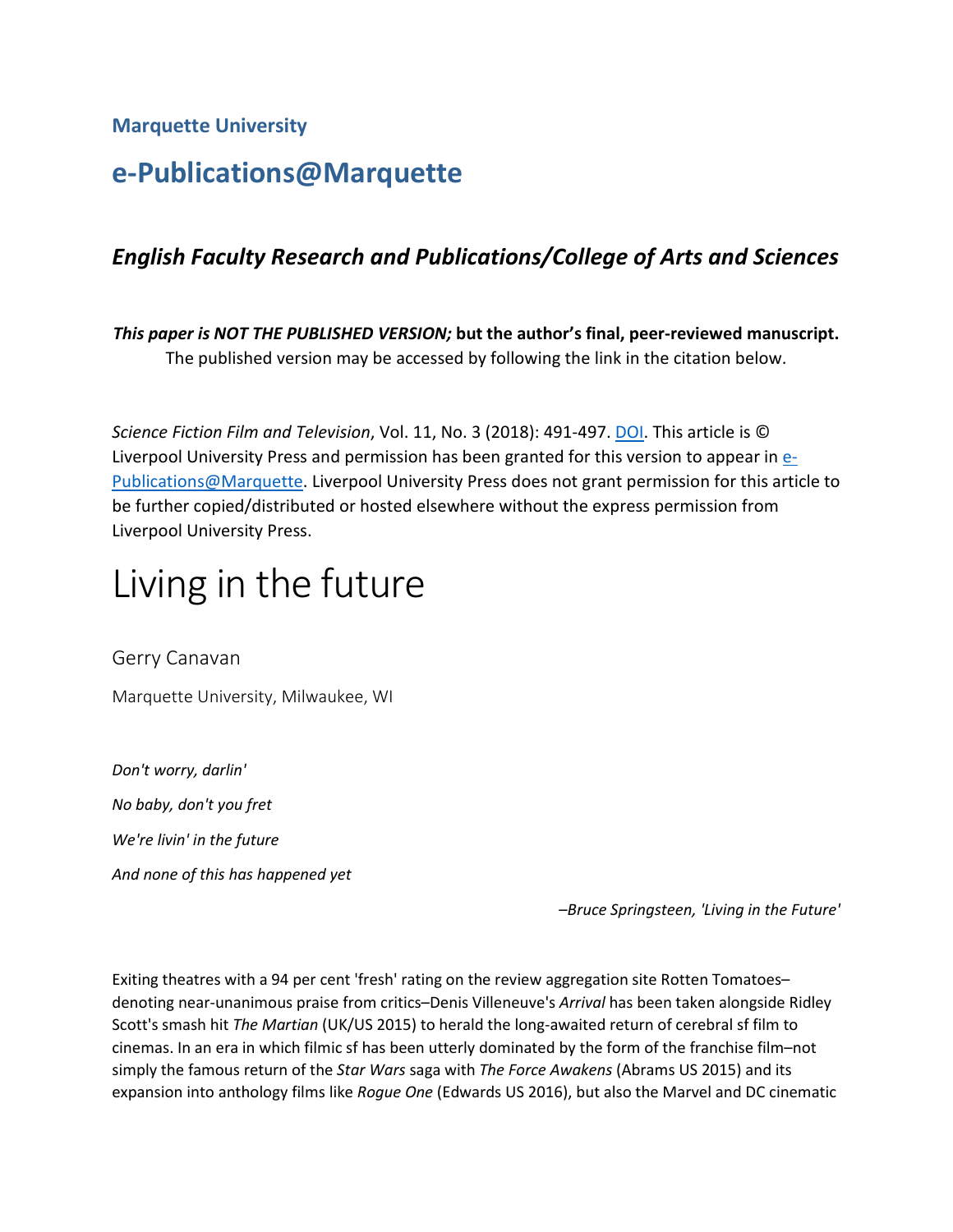**Marquette University**

# e-Publications@Marquette

### *English Faculty Research and Publications/College of Arts and Sciences*

***This paper is NOT THE PUBLISHED VERSION;* but the author's final, peer-reviewed manuscript.**
The published version may be accessed by following the link in the citation below.

*Science Fiction Film and Television*, Vol. 11, No. 3 (2018): 491-497. DOI. This article is © Liverpool University Press and permission has been granted for this version to appear in e-Publications@Marquette. Liverpool University Press does not grant permission for this article to be further copied/distributed or hosted elsewhere without the express permission from Liverpool University Press.

# Living in the future

Gerry Canavan

Marquette University, Milwaukee, WI

*Don't worry, darlin'*

*No baby, don't you fret*

*We're livin' in the future*

*And none of this has happened yet*

*–Bruce Springsteen, 'Living in the Future'*

Exiting theatres with a 94 per cent 'fresh' rating on the review aggregation site Rotten Tomatoes–denoting near-unanimous praise from critics–Denis Villeneuve's *Arrival* has been taken alongside Ridley Scott's smash hit *The Martian* (UK/US 2015) to herald the long-awaited return of cerebral sf film to cinemas. In an era in which filmic sf has been utterly dominated by the form of the franchise film–not simply the famous return of the *Star Wars* saga with *The Force Awakens* (Abrams US 2015) and its expansion into anthology films like *Rogue One* (Edwards US 2016), but also the Marvel and DC cinematic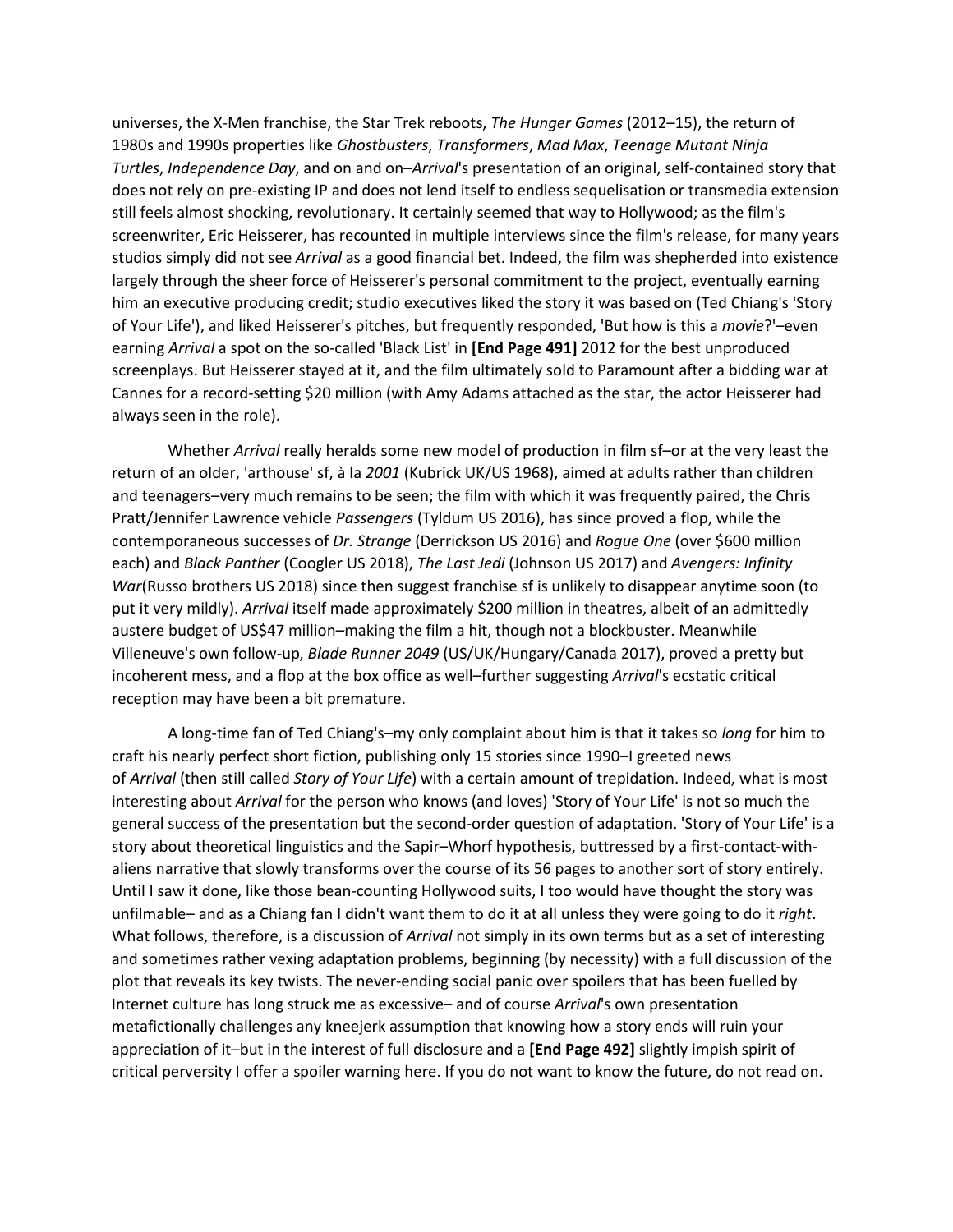universes, the X-Men franchise, the Star Trek reboots, *The Hunger Games* (2012–15), the return of 1980s and 1990s properties like *Ghostbusters*, *Transformers*, *Mad Max*, *Teenage Mutant Ninja Turtles*, *Independence Day*, and on and on–*Arrival*'s presentation of an original, self-contained story that does not rely on pre-existing IP and does not lend itself to endless sequelisation or transmedia extension still feels almost shocking, revolutionary. It certainly seemed that way to Hollywood; as the film's screenwriter, Eric Heisserer, has recounted in multiple interviews since the film's release, for many years studios simply did not see *Arrival* as a good financial bet. Indeed, the film was shepherded into existence largely through the sheer force of Heisserer's personal commitment to the project, eventually earning him an executive producing credit; studio executives liked the story it was based on (Ted Chiang's 'Story of Your Life'), and liked Heisserer's pitches, but frequently responded, 'But how is this a *movie*?'–even earning *Arrival* a spot on the so-called 'Black List' in **[End Page 491]** 2012 for the best unproduced screenplays. But Heisserer stayed at it, and the film ultimately sold to Paramount after a bidding war at Cannes for a record-setting $20 million (with Amy Adams attached as the star, the actor Heisserer had always seen in the role).

Whether *Arrival* really heralds some new model of production in film sf–or at the very least the return of an older, 'arthouse' sf, à la *2001* (Kubrick UK/US 1968), aimed at adults rather than children and teenagers–very much remains to be seen; the film with which it was frequently paired, the Chris Pratt/Jennifer Lawrence vehicle *Passengers* (Tyldum US 2016), has since proved a flop, while the contemporaneous successes of *Dr. Strange* (Derrickson US 2016) and *Rogue One* (over $600 million each) and *Black Panther* (Coogler US 2018), *The Last Jedi* (Johnson US 2017) and *Avengers: Infinity War*(Russo brothers US 2018) since then suggest franchise sf is unlikely to disappear anytime soon (to put it very mildly). *Arrival* itself made approximately $200 million in theatres, albeit of an admittedly austere budget of US$47 million–making the film a hit, though not a blockbuster. Meanwhile Villeneuve's own follow-up, *Blade Runner 2049* (US/UK/Hungary/Canada 2017), proved a pretty but incoherent mess, and a flop at the box office as well–further suggesting *Arrival*'s ecstatic critical reception may have been a bit premature.

A long-time fan of Ted Chiang's–my only complaint about him is that it takes so *long* for him to craft his nearly perfect short fiction, publishing only 15 stories since 1990–I greeted news of *Arrival* (then still called *Story of Your Life*) with a certain amount of trepidation. Indeed, what is most interesting about *Arrival* for the person who knows (and loves) 'Story of Your Life' is not so much the general success of the presentation but the second-order question of adaptation. 'Story of Your Life' is a story about theoretical linguistics and the Sapir–Whorf hypothesis, buttressed by a first-contact-with-aliens narrative that slowly transforms over the course of its 56 pages to another sort of story entirely. Until I saw it done, like those bean-counting Hollywood suits, I too would have thought the story was unfilmable– and as a Chiang fan I didn't want them to do it at all unless they were going to do it *right*. What follows, therefore, is a discussion of *Arrival* not simply in its own terms but as a set of interesting and sometimes rather vexing adaptation problems, beginning (by necessity) with a full discussion of the plot that reveals its key twists. The never-ending social panic over spoilers that has been fuelled by Internet culture has long struck me as excessive– and of course *Arrival*'s own presentation metafictionally challenges any kneejerk assumption that knowing how a story ends will ruin your appreciation of it–but in the interest of full disclosure and a **[End Page 492]** slightly impish spirit of critical perversity I offer a spoiler warning here. If you do not want to know the future, do not read on.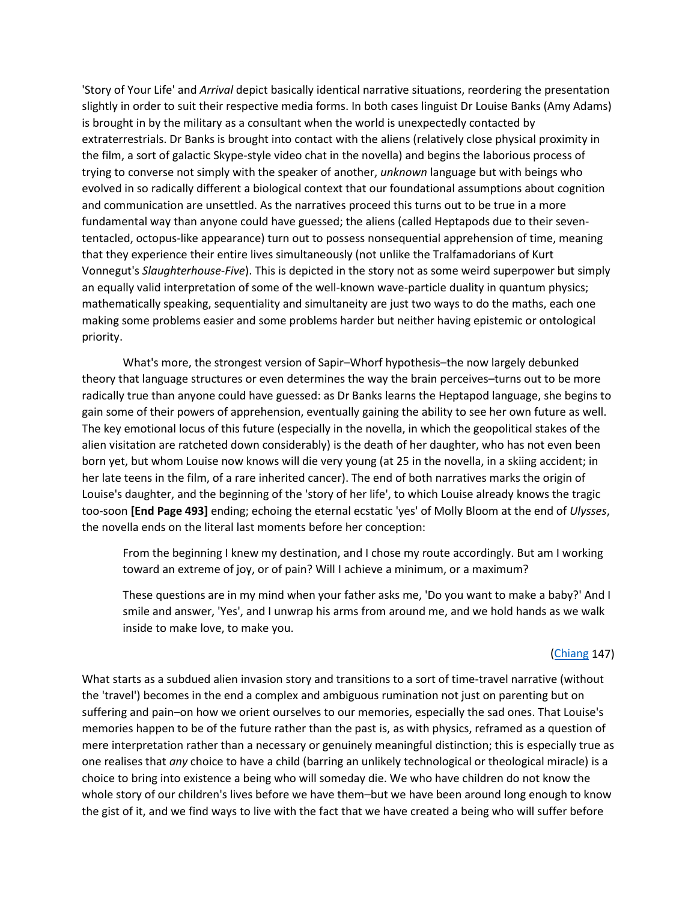'Story of Your Life' and *Arrival* depict basically identical narrative situations, reordering the presentation slightly in order to suit their respective media forms. In both cases linguist Dr Louise Banks (Amy Adams) is brought in by the military as a consultant when the world is unexpectedly contacted by extraterrestrials. Dr Banks is brought into contact with the aliens (relatively close physical proximity in the film, a sort of galactic Skype-style video chat in the novella) and begins the laborious process of trying to converse not simply with the speaker of another, *unknown* language but with beings who evolved in so radically different a biological context that our foundational assumptions about cognition and communication are unsettled. As the narratives proceed this turns out to be true in a more fundamental way than anyone could have guessed; the aliens (called Heptapods due to their seven-tentacled, octopus-like appearance) turn out to possess nonsequential apprehension of time, meaning that they experience their entire lives simultaneously (not unlike the Tralfamadorians of Kurt Vonnegut's *Slaughterhouse-Five*). This is depicted in the story not as some weird superpower but simply an equally valid interpretation of some of the well-known wave-particle duality in quantum physics; mathematically speaking, sequentiality and simultaneity are just two ways to do the maths, each one making some problems easier and some problems harder but neither having epistemic or ontological priority.

What's more, the strongest version of Sapir–Whorf hypothesis–the now largely debunked theory that language structures or even determines the way the brain perceives–turns out to be more radically true than anyone could have guessed: as Dr Banks learns the Heptapod language, she begins to gain some of their powers of apprehension, eventually gaining the ability to see her own future as well. The key emotional locus of this future (especially in the novella, in which the geopolitical stakes of the alien visitation are ratcheted down considerably) is the death of her daughter, who has not even been born yet, but whom Louise now knows will die very young (at 25 in the novella, in a skiing accident; in her late teens in the film, of a rare inherited cancer). The end of both narratives marks the origin of Louise's daughter, and the beginning of the 'story of her life', to which Louise already knows the tragic too-soon **[End Page 493]** ending; echoing the eternal ecstatic 'yes' of Molly Bloom at the end of *Ulysses*, the novella ends on the literal last moments before her conception:

> From the beginning I knew my destination, and I chose my route accordingly. But am I working toward an extreme of joy, or of pain? Will I achieve a minimum, or a maximum?
>
> These questions are in my mind when your father asks me, 'Do you want to make a baby?' And I smile and answer, 'Yes', and I unwrap his arms from around me, and we hold hands as we walk inside to make love, to make you.
>
> (Chiang 147)

What starts as a subdued alien invasion story and transitions to a sort of time-travel narrative (without the 'travel') becomes in the end a complex and ambiguous rumination not just on parenting but on suffering and pain–on how we orient ourselves to our memories, especially the sad ones. That Louise's memories happen to be of the future rather than the past is, as with physics, reframed as a question of mere interpretation rather than a necessary or genuinely meaningful distinction; this is especially true as one realises that *any* choice to have a child (barring an unlikely technological or theological miracle) is a choice to bring into existence a being who will someday die. We who have children do not know the whole story of our children's lives before we have them–but we have been around long enough to know the gist of it, and we find ways to live with the fact that we have created a being who will suffer before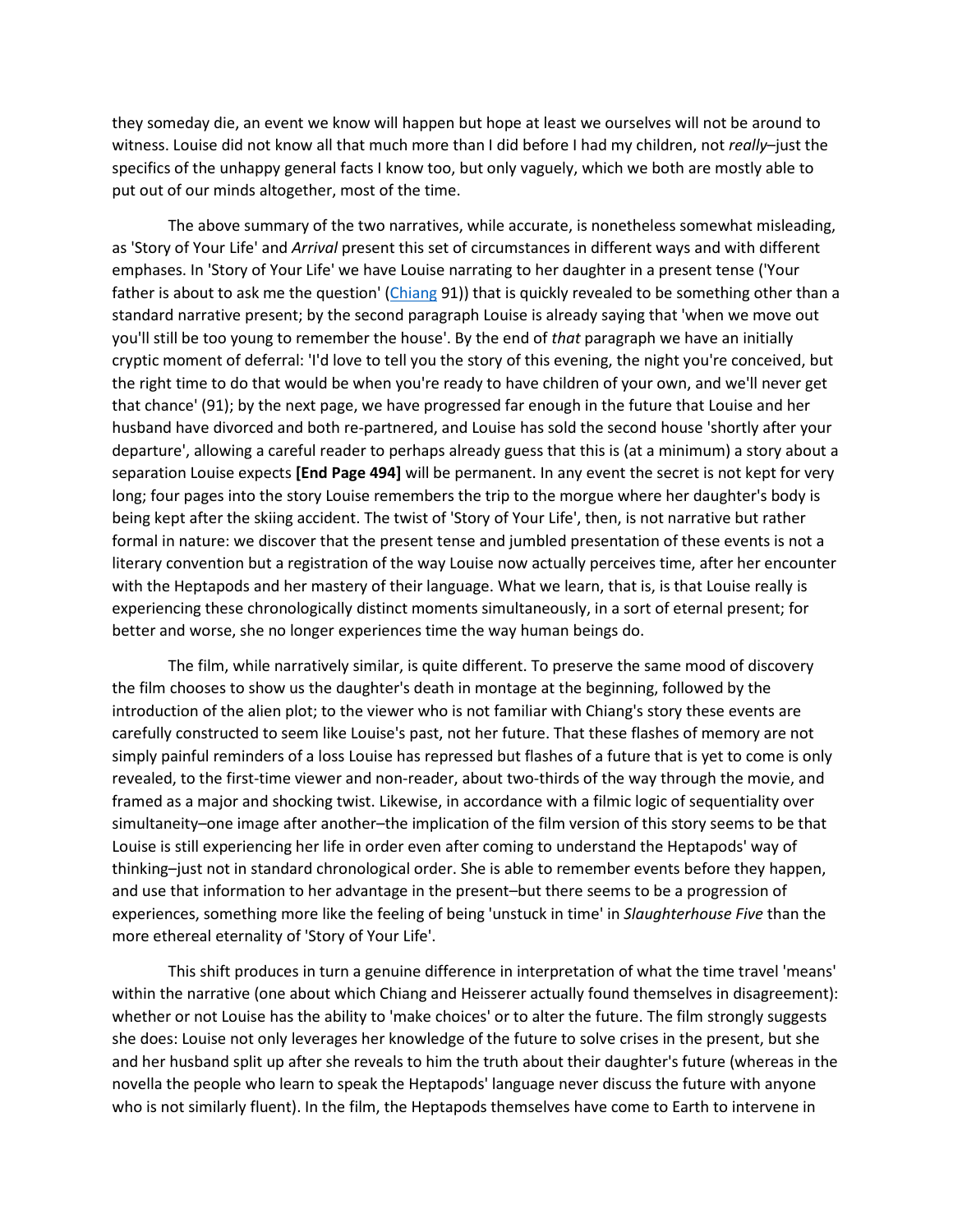they someday die, an event we know will happen but hope at least we ourselves will not be around to witness. Louise did not know all that much more than I did before I had my children, not *really*–just the specifics of the unhappy general facts I know too, but only vaguely, which we both are mostly able to put out of our minds altogether, most of the time.

The above summary of the two narratives, while accurate, is nonetheless somewhat misleading, as 'Story of Your Life' and *Arrival* present this set of circumstances in different ways and with different emphases. In 'Story of Your Life' we have Louise narrating to her daughter in a present tense ('Your father is about to ask me the question' (Chiang 91)) that is quickly revealed to be something other than a standard narrative present; by the second paragraph Louise is already saying that 'when we move out you'll still be too young to remember the house'. By the end of *that* paragraph we have an initially cryptic moment of deferral: 'I'd love to tell you the story of this evening, the night you're conceived, but the right time to do that would be when you're ready to have children of your own, and we'll never get that chance' (91); by the next page, we have progressed far enough in the future that Louise and her husband have divorced and both re-partnered, and Louise has sold the second house 'shortly after your departure', allowing a careful reader to perhaps already guess that this is (at a minimum) a story about a separation Louise expects **[End Page 494]** will be permanent. In any event the secret is not kept for very long; four pages into the story Louise remembers the trip to the morgue where her daughter's body is being kept after the skiing accident. The twist of 'Story of Your Life', then, is not narrative but rather formal in nature: we discover that the present tense and jumbled presentation of these events is not a literary convention but a registration of the way Louise now actually perceives time, after her encounter with the Heptapods and her mastery of their language. What we learn, that is, is that Louise really is experiencing these chronologically distinct moments simultaneously, in a sort of eternal present; for better and worse, she no longer experiences time the way human beings do.

The film, while narratively similar, is quite different. To preserve the same mood of discovery the film chooses to show us the daughter's death in montage at the beginning, followed by the introduction of the alien plot; to the viewer who is not familiar with Chiang's story these events are carefully constructed to seem like Louise's past, not her future. That these flashes of memory are not simply painful reminders of a loss Louise has repressed but flashes of a future that is yet to come is only revealed, to the first-time viewer and non-reader, about two-thirds of the way through the movie, and framed as a major and shocking twist. Likewise, in accordance with a filmic logic of sequentiality over simultaneity–one image after another–the implication of the film version of this story seems to be that Louise is still experiencing her life in order even after coming to understand the Heptapods' way of thinking–just not in standard chronological order. She is able to remember events before they happen, and use that information to her advantage in the present–but there seems to be a progression of experiences, something more like the feeling of being 'unstuck in time' in *Slaughterhouse Five* than the more ethereal eternality of 'Story of Your Life'.

This shift produces in turn a genuine difference in interpretation of what the time travel 'means' within the narrative (one about which Chiang and Heisserer actually found themselves in disagreement): whether or not Louise has the ability to 'make choices' or to alter the future. The film strongly suggests she does: Louise not only leverages her knowledge of the future to solve crises in the present, but she and her husband split up after she reveals to him the truth about their daughter's future (whereas in the novella the people who learn to speak the Heptapods' language never discuss the future with anyone who is not similarly fluent). In the film, the Heptapods themselves have come to Earth to intervene in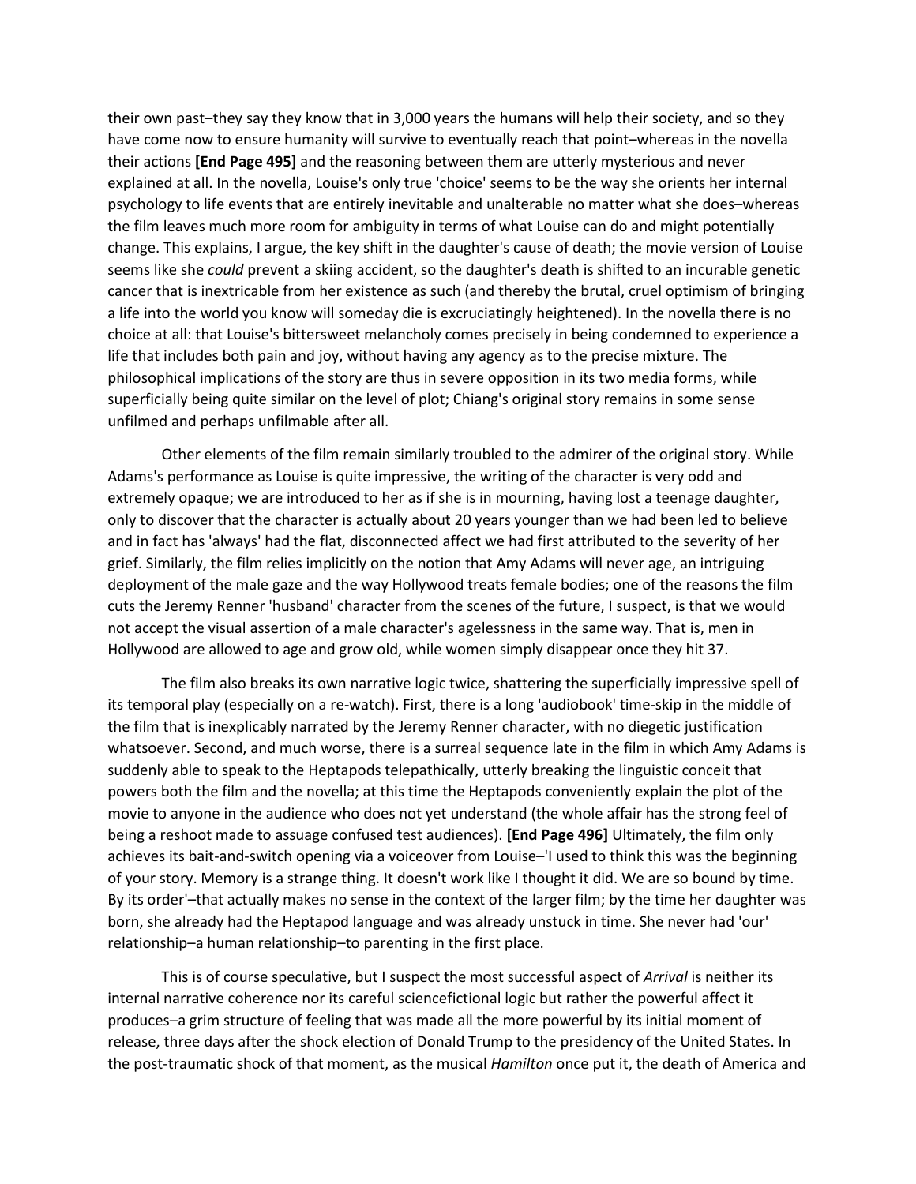their own past–they say they know that in 3,000 years the humans will help their society, and so they have come now to ensure humanity will survive to eventually reach that point–whereas in the novella their actions **[End Page 495]** and the reasoning between them are utterly mysterious and never explained at all. In the novella, Louise's only true 'choice' seems to be the way she orients her internal psychology to life events that are entirely inevitable and unalterable no matter what she does–whereas the film leaves much more room for ambiguity in terms of what Louise can do and might potentially change. This explains, I argue, the key shift in the daughter's cause of death; the movie version of Louise seems like she *could* prevent a skiing accident, so the daughter's death is shifted to an incurable genetic cancer that is inextricable from her existence as such (and thereby the brutal, cruel optimism of bringing a life into the world you know will someday die is excruciatingly heightened). In the novella there is no choice at all: that Louise's bittersweet melancholy comes precisely in being condemned to experience a life that includes both pain and joy, without having any agency as to the precise mixture. The philosophical implications of the story are thus in severe opposition in its two media forms, while superficially being quite similar on the level of plot; Chiang's original story remains in some sense unfilmed and perhaps unfilmable after all.

Other elements of the film remain similarly troubled to the admirer of the original story. While Adams's performance as Louise is quite impressive, the writing of the character is very odd and extremely opaque; we are introduced to her as if she is in mourning, having lost a teenage daughter, only to discover that the character is actually about 20 years younger than we had been led to believe and in fact has 'always' had the flat, disconnected affect we had first attributed to the severity of her grief. Similarly, the film relies implicitly on the notion that Amy Adams will never age, an intriguing deployment of the male gaze and the way Hollywood treats female bodies; one of the reasons the film cuts the Jeremy Renner 'husband' character from the scenes of the future, I suspect, is that we would not accept the visual assertion of a male character's agelessness in the same way. That is, men in Hollywood are allowed to age and grow old, while women simply disappear once they hit 37.

The film also breaks its own narrative logic twice, shattering the superficially impressive spell of its temporal play (especially on a re-watch). First, there is a long 'audiobook' time-skip in the middle of the film that is inexplicably narrated by the Jeremy Renner character, with no diegetic justification whatsoever. Second, and much worse, there is a surreal sequence late in the film in which Amy Adams is suddenly able to speak to the Heptapods telepathically, utterly breaking the linguistic conceit that powers both the film and the novella; at this time the Heptapods conveniently explain the plot of the movie to anyone in the audience who does not yet understand (the whole affair has the strong feel of being a reshoot made to assuage confused test audiences). **[End Page 496]** Ultimately, the film only achieves its bait-and-switch opening via a voiceover from Louise–'I used to think this was the beginning of your story. Memory is a strange thing. It doesn't work like I thought it did. We are so bound by time. By its order'–that actually makes no sense in the context of the larger film; by the time her daughter was born, she already had the Heptapod language and was already unstuck in time. She never had 'our' relationship–a human relationship–to parenting in the first place.

This is of course speculative, but I suspect the most successful aspect of *Arrival* is neither its internal narrative coherence nor its careful sciencefictional logic but rather the powerful affect it produces–a grim structure of feeling that was made all the more powerful by its initial moment of release, three days after the shock election of Donald Trump to the presidency of the United States. In the post-traumatic shock of that moment, as the musical *Hamilton* once put it, the death of America and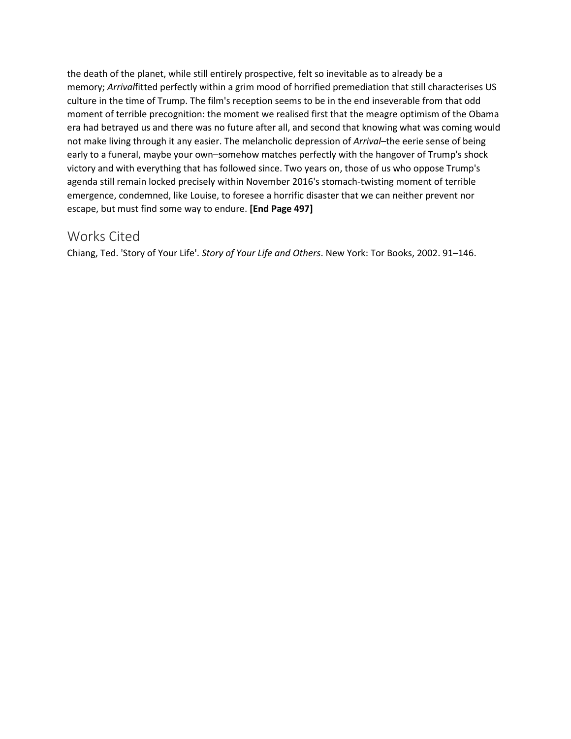the death of the planet, while still entirely prospective, felt so inevitable as to already be a memory; *Arrival*fitted perfectly within a grim mood of horrified premediation that still characterises US culture in the time of Trump. The film's reception seems to be in the end inseverable from that odd moment of terrible precognition: the moment we realised first that the meagre optimism of the Obama era had betrayed us and there was no future after all, and second that knowing what was coming would not make living through it any easier. The melancholic depression of *Arrival*–the eerie sense of being early to a funeral, maybe your own–somehow matches perfectly with the hangover of Trump's shock victory and with everything that has followed since. Two years on, those of us who oppose Trump's agenda still remain locked precisely within November 2016's stomach-twisting moment of terrible emergence, condemned, like Louise, to foresee a horrific disaster that we can neither prevent nor escape, but must find some way to endure. **[End Page 497]**

## Works Cited

Chiang, Ted. 'Story of Your Life'. *Story of Your Life and Others*. New York: Tor Books, 2002. 91–146.